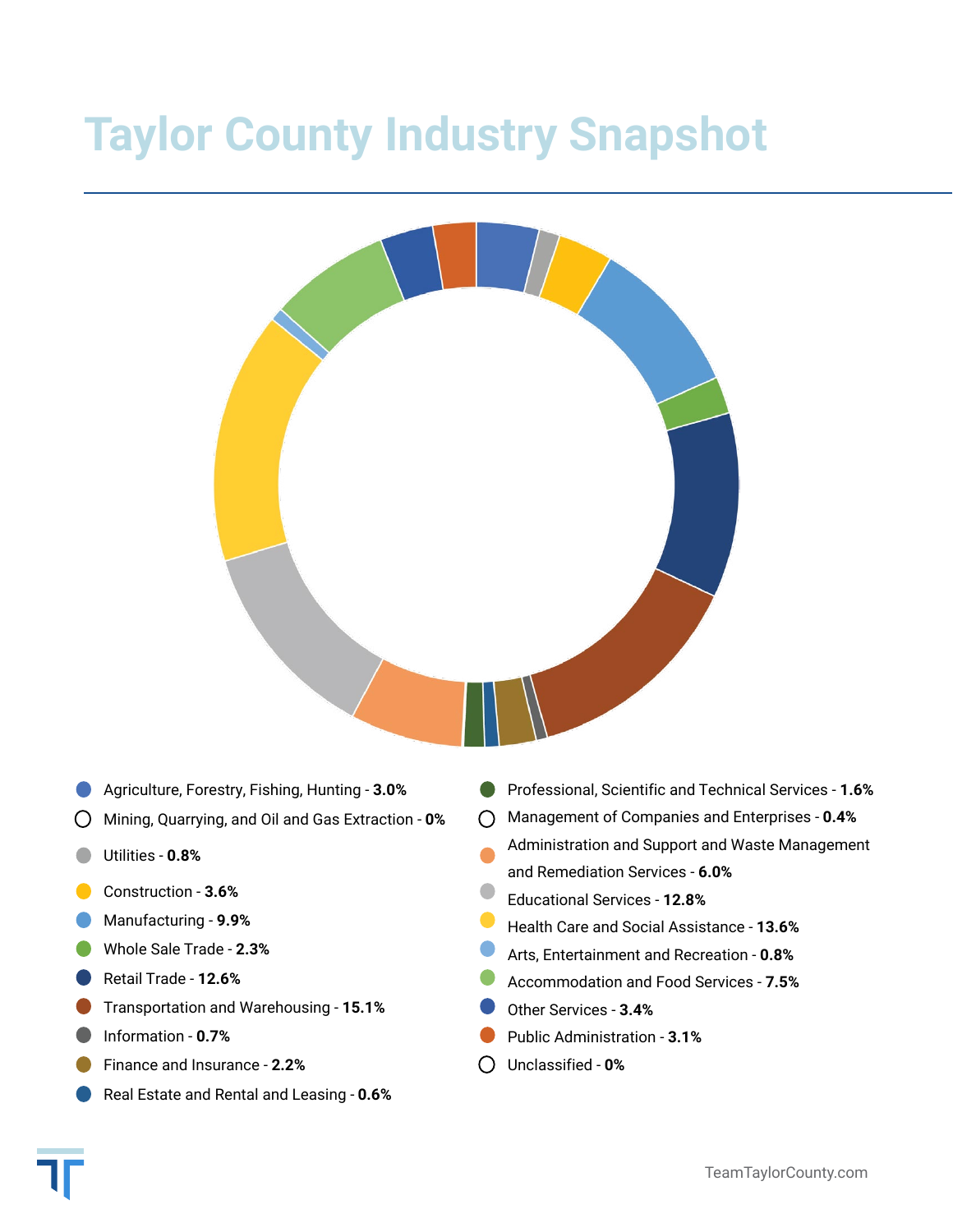# Taylor County Industry Snapshot

- Agriculture, Forestry, Fishing, Hunting - **3.0%**
- Mining, Quarrying, and Oil and Gas Extraction - **0%**
- Utilities - **0.8%**
- Construction - **3.6%**
- Manufacturing - **9.9%**
- Whole Sale Trade - **2.3%**
- Retail Trade - **12.6%**
- Transportation and Warehousing - **15.1%**
- Information - **0.7%**
- Finance and Insurance - **2.2%**
- Real Estate and Rental and Leasing - **0.6%**
- Professional, Scientific and Technical Services - **1.6%**
- Management of Companies and Enterprises - **0.4%**
- Administration and Support and Waste Management and Remediation Services - **6.0%**
- Educational Services - **12.8%**
- Health Care and Social Assistance - **13.6%**
- Arts, Entertainment and Recreation - **0.8%**
- Accommodation and Food Services - **7.5%**
- Other Services - **3.4%**
- Public Administration - **3.1%**
- Unclassified - **0%**

TeamTaylorCounty.com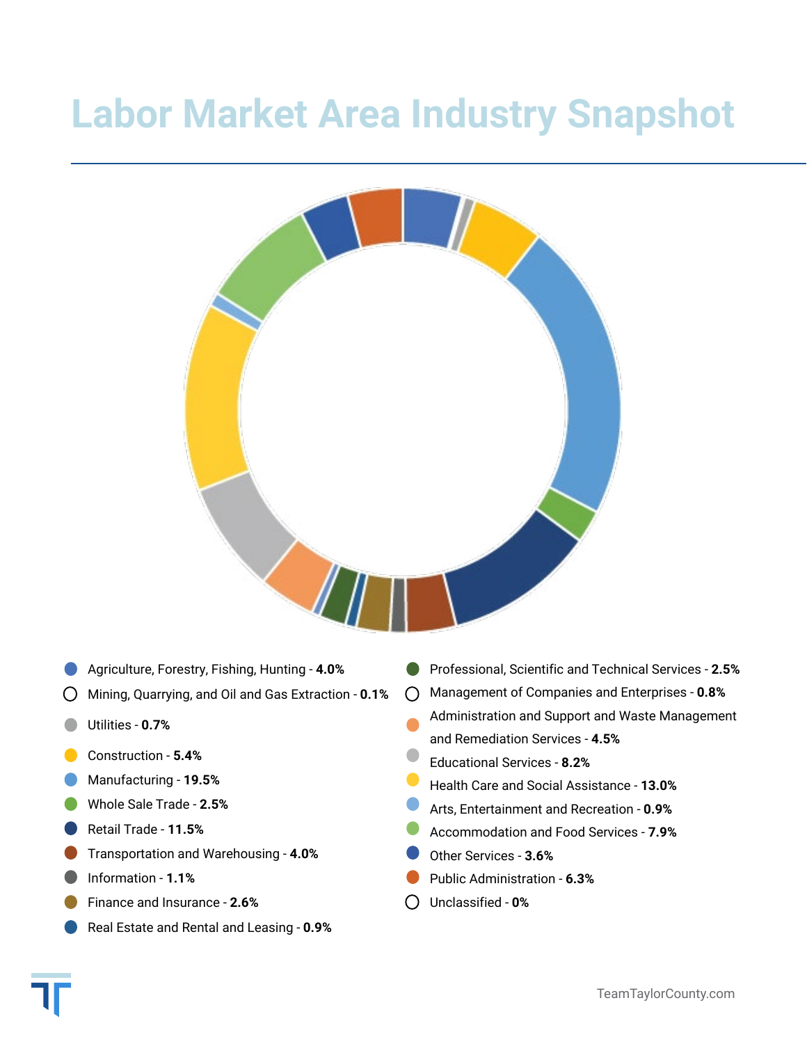# Labor Market Area Industry Snapshot

Agriculture, Forestry, Fishing, Hunting - **4.0%**

Mining, Quarrying, and Oil and Gas Extraction - **0.1%**

Utilities - **0.7%**

Construction - **5.4%**

Manufacturing - **19.5%**

Whole Sale Trade - **2.5%**

Retail Trade - **11.5%**

Transportation and Warehousing - **4.0%**

Information - **1.1%**

Finance and Insurance - **2.6%**

Real Estate and Rental and Leasing - **0.9%**

Professional, Scientific and Technical Services - **2.5%**

Management of Companies and Enterprises - **0.8%**

Administration and Support and Waste Management and Remediation Services - **4.5%**

Educational Services - **8.2%**

Health Care and Social Assistance - **13.0%**

Arts, Entertainment and Recreation - **0.9%**

Accommodation and Food Services - **7.9%**

Other Services - **3.6%**

Public Administration - **6.3%**

Unclassified - **0%**

TeamTaylorCounty.com